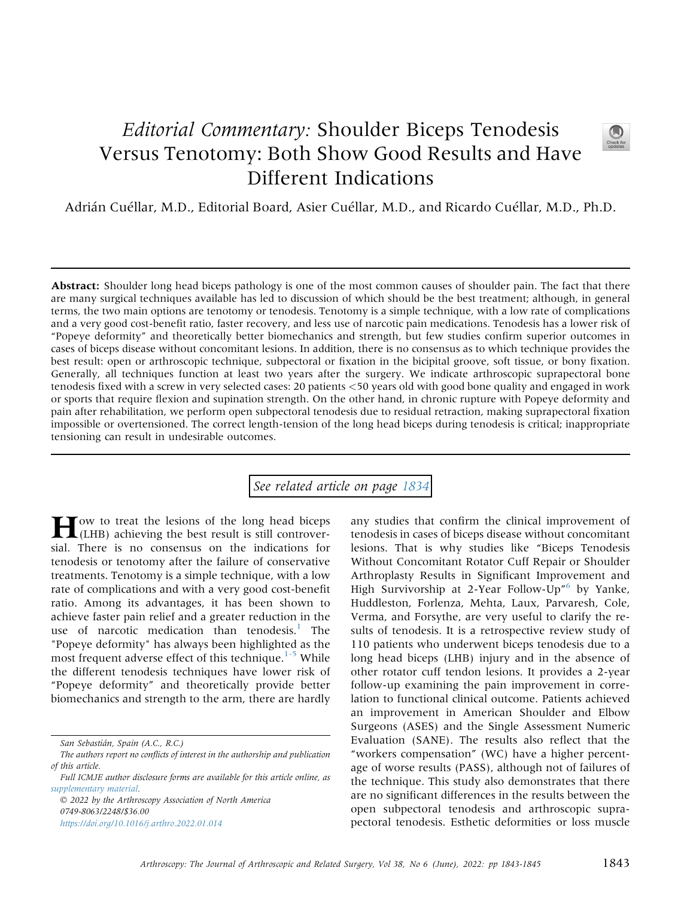# *Editorial Commentary:* Shoulder Biceps Tenodesis Versus Tenotomy: Both Show Good Results and Have Different Indications

Adrián Cuéllar, M.D., Editorial Board, Asier Cuéllar, M.D., and Ricardo Cuéllar, M.D., Ph.D.

**Abstract:** Shoulder long head biceps pathology is one of the most common causes of shoulder pain. The fact that there are many surgical techniques available has led to discussion of which should be the best treatment; although, in general terms, the two main options are tenotomy or tenodesis. Tenotomy is a simple technique, with a low rate of complications and a very good cost-benefit ratio, faster recovery, and less use of narcotic pain medications. Tenodesis has a lower risk of "Popeye deformity" and theoretically better biomechanics and strength, but few studies confirm superior outcomes in cases of biceps disease without concomitant lesions. In addition, there is no consensus as to which technique provides the best result: open or arthroscopic technique, subpectoral or fixation in the bicipital groove, soft tissue, or bony fixation. Generally, all techniques function at least two years after the surgery. We indicate arthroscopic suprapectoral bone tenodesis fixed with a screw in very selected cases: 20 patients <50 years old with good bone quality and engaged in work or sports that require flexion and supination strength. On the other hand, in chronic rupture with Popeye deformity and pain after rehabilitation, we perform open subpectoral tenodesis due to residual retraction, making suprapectoral fixation impossible or overtensioned. The correct length-tension of the long head biceps during tenodesis is critical; inappropriate tensioning can result in undesirable outcomes.

*See related article on page 1834*

How to treat the lesions of the long head biceps (LHB) achieving the best result is still controversial. There is no consensus on the indications for tenodesis or tenotomy after the failure of conservative treatments. Tenotomy is a simple technique, with a low rate of complications and with a very good cost-benefit ratio. Among its advantages, it has been shown to achieve faster pain relief and a greater reduction in the use of narcotic medication than tenodesis.[1] The "Popeye deformity" has always been highlighted as the most frequent adverse effect of this technique.[1-5] While the different tenodesis techniques have lower risk of "Popeye deformity" and theoretically provide better biomechanics and strength to the arm, there are hardly any studies that confirm the clinical improvement of tenodesis in cases of biceps disease without concomitant lesions. That is why studies like "Biceps Tenodesis Without Concomitant Rotator Cuff Repair or Shoulder Arthroplasty Results in Significant Improvement and High Survivorship at 2-Year Follow-Up"[6] by Yanke, Huddleston, Forlenza, Mehta, Laux, Parvaresh, Cole, Verma, and Forsythe, are very useful to clarify the results of tenodesis. It is a retrospective review study of 110 patients who underwent biceps tenodesis due to a long head biceps (LHB) injury and in the absence of other rotator cuff tendon lesions. It provides a 2-year follow-up examining the pain improvement in correlation to functional clinical outcome. Patients achieved an improvement in American Shoulder and Elbow Surgeons (ASES) and the Single Assessment Numeric Evaluation (SANE). The results also reflect that the "workers compensation" (WC) have a higher percentage of worse results (PASS), although not of failures of the technique. This study also demonstrates that there are no significant differences in the results between the open subpectoral tenodesis and arthroscopic suprapectoral tenodesis. Esthetic deformities or loss muscle

San Sebastián, Spain (A.C., R.C.)

The authors report no conflicts of interest in the authorship and publication of this article.

Full ICMJE author disclosure forms are available for this article online, as supplementary material.

© 2022 by the Arthroscopy Association of North America

0749-8063/2248/$36.00

https://doi.org/10.1016/j.arthro.2022.01.014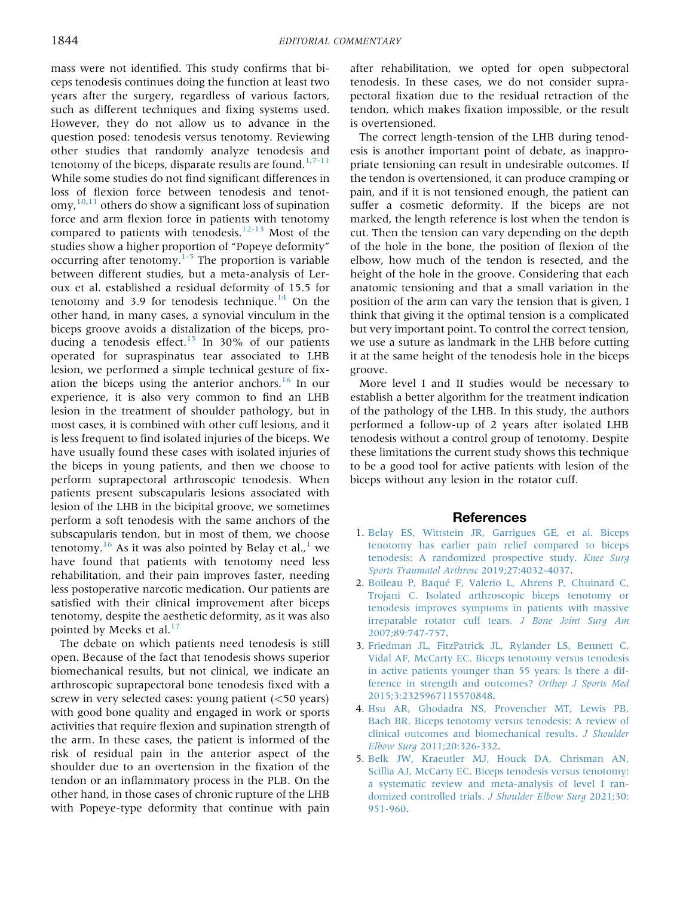mass were not identified. This study confirms that biceps tenodesis continues doing the function at least two years after the surgery, regardless of various factors, such as different techniques and fixing systems used. However, they do not allow us to advance in the question posed: tenodesis versus tenotomy. Reviewing other studies that randomly analyze tenodesis and tenotomy of the biceps, disparate results are found.[1,7-11] While some studies do not find significant differences in loss of flexion force between tenodesis and tenotomy,[10,11] others do show a significant loss of supination force and arm flexion force in patients with tenotomy compared to patients with tenodesis.[12-13] Most of the studies show a higher proportion of "Popeye deformity" occurring after tenotomy.[1-5] The proportion is variable between different studies, but a meta-analysis of Leroux et al. established a residual deformity of 15.5 for tenotomy and 3.9 for tenodesis technique.[14] On the other hand, in many cases, a synovial vinculum in the biceps groove avoids a distalization of the biceps, producing a tenodesis effect.[15] In 30% of our patients operated for supraspinatus tear associated to LHB lesion, we performed a simple technical gesture of fixation the biceps using the anterior anchors.[16] In our experience, it is also very common to find an LHB lesion in the treatment of shoulder pathology, but in most cases, it is combined with other cuff lesions, and it is less frequent to find isolated injuries of the biceps. We have usually found these cases with isolated injuries of the biceps in young patients, and then we choose to perform suprapectoral arthroscopic tenodesis. When patients present subscapularis lesions associated with lesion of the LHB in the bicipital groove, we sometimes perform a soft tenodesis with the same anchors of the subscapularis tendon, but in most of them, we choose tenotomy.[16] As it was also pointed by Belay et al.,[1] we have found that patients with tenotomy need less rehabilitation, and their pain improves faster, needing less postoperative narcotic medication. Our patients are satisfied with their clinical improvement after biceps tenotomy, despite the aesthetic deformity, as it was also pointed by Meeks et al.[17]

The debate on which patients need tenodesis is still open. Because of the fact that tenodesis shows superior biomechanical results, but not clinical, we indicate an arthroscopic suprapectoral bone tenodesis fixed with a screw in very selected cases: young patient (<50 years) with good bone quality and engaged in work or sports activities that require flexion and supination strength of the arm. In these cases, the patient is informed of the risk of residual pain in the anterior aspect of the shoulder due to an overtension in the fixation of the tendon or an inflammatory process in the PLB. On the other hand, in those cases of chronic rupture of the LHB with Popeye-type deformity that continue with pain after rehabilitation, we opted for open subpectoral tenodesis. In these cases, we do not consider suprapectoral fixation due to the residual retraction of the tendon, which makes fixation impossible, or the result is overtensioned.

The correct length-tension of the LHB during tenodesis is another important point of debate, as inappropriate tensioning can result in undesirable outcomes. If the tendon is overtensioned, it can produce cramping or pain, and if it is not tensioned enough, the patient can suffer a cosmetic deformity. If the biceps are not marked, the length reference is lost when the tendon is cut. Then the tension can vary depending on the depth of the hole in the bone, the position of flexion of the elbow, how much of the tendon is resected, and the height of the hole in the groove. Considering that each anatomic tensioning and that a small variation in the position of the arm can vary the tension that is given, I think that giving it the optimal tension is a complicated but very important point. To control the correct tension, we use a suture as landmark in the LHB before cutting it at the same height of the tenodesis hole in the biceps groove.

More level I and II studies would be necessary to establish a better algorithm for the treatment indication of the pathology of the LHB. In this study, the authors performed a follow-up of 2 years after isolated LHB tenodesis without a control group of tenotomy. Despite these limitations the current study shows this technique to be a good tool for active patients with lesion of the biceps without any lesion in the rotator cuff.

## References

1. Belay ES, Wittstein JR, Garrigues GE, et al. Biceps tenotomy has earlier pain relief compared to biceps tenodesis: A randomized prospective study. *Knee Surg Sports Traumatol Arthrosc* 2019;27:4032-4037.
2. Boileau P, Baqué F, Valerio L, Ahrens P, Chuinard C, Trojani C. Isolated arthroscopic biceps tenotomy or tenodesis improves symptoms in patients with massive irreparable rotator cuff tears. *J Bone Joint Surg Am* 2007;89:747-757.
3. Friedman JL, FitzPatrick JL, Rylander LS, Bennett C, Vidal AF, McCarty EC. Biceps tenotomy versus tenodesis in active patients younger than 55 years: Is there a difference in strength and outcomes? *Orthop J Sports Med* 2015;3:2325967115570848.
4. Hsu AR, Ghodadra NS, Provencher MT, Lewis PB, Bach BR. Biceps tenotomy versus tenodesis: A review of clinical outcomes and biomechanical results. *J Shoulder Elbow Surg* 2011;20:326-332.
5. Belk JW, Kraeutler MJ, Houck DA, Chrisman AN, Scillia AJ, McCarty EC. Biceps tenodesis versus tenotomy: a systematic review and meta-analysis of level I randomized controlled trials. *J Shoulder Elbow Surg* 2021;30:951-960.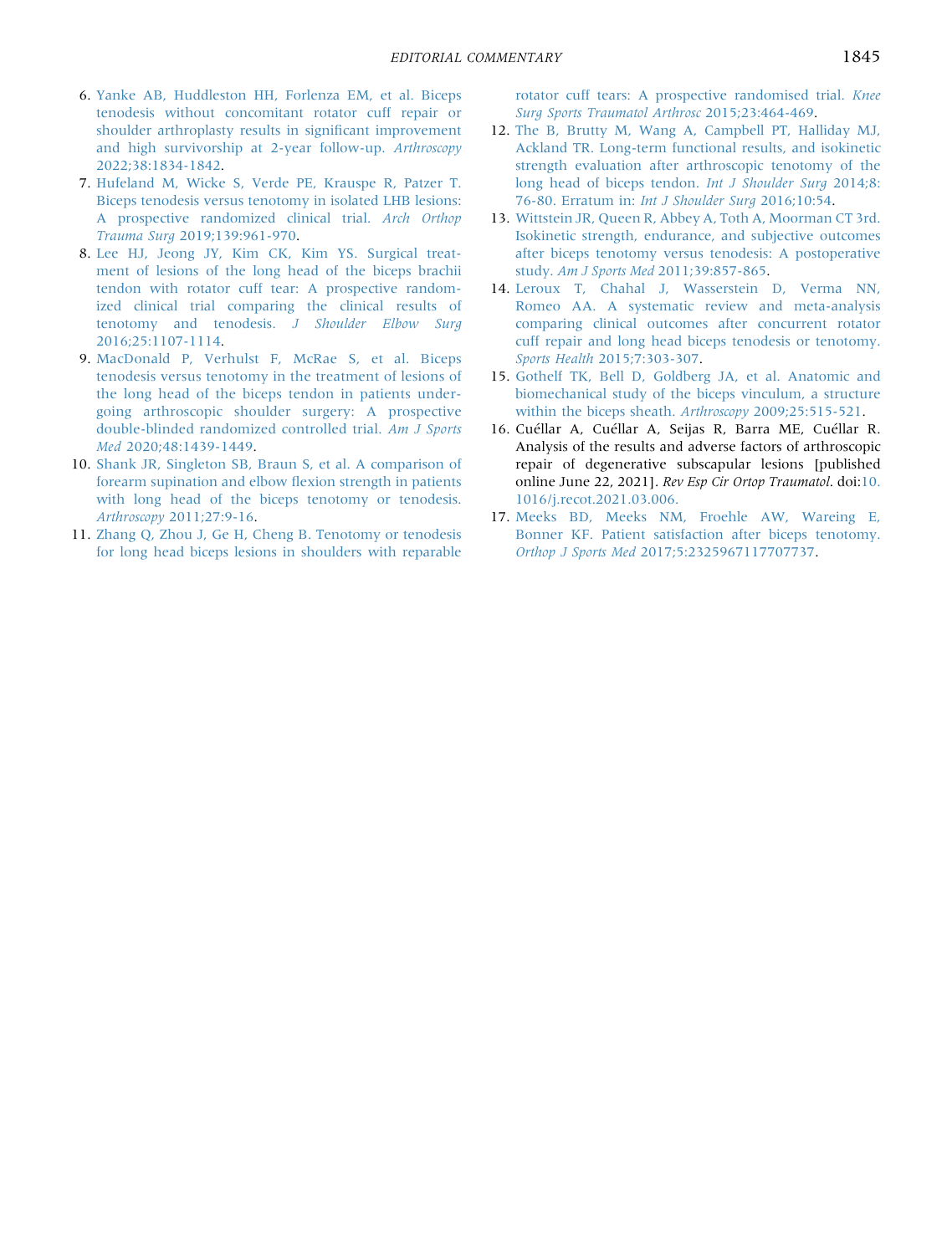6. Yanke AB, Huddleston HH, Forlenza EM, et al. Biceps tenodesis without concomitant rotator cuff repair or shoulder arthroplasty results in significant improvement and high survivorship at 2-year follow-up. *Arthroscopy* 2022;38:1834-1842.
7. Hufeland M, Wicke S, Verde PE, Krauspe R, Patzer T. Biceps tenodesis versus tenotomy in isolated LHB lesions: A prospective randomized clinical trial. *Arch Orthop Trauma Surg* 2019;139:961-970.
8. Lee HJ, Jeong JY, Kim CK, Kim YS. Surgical treatment of lesions of the long head of the biceps brachii tendon with rotator cuff tear: A prospective randomized clinical trial comparing the clinical results of tenotomy and tenodesis. *J Shoulder Elbow Surg* 2016;25:1107-1114.
9. MacDonald P, Verhulst F, McRae S, et al. Biceps tenodesis versus tenotomy in the treatment of lesions of the long head of the biceps tendon in patients undergoing arthroscopic shoulder surgery: A prospective double-blinded randomized controlled trial. *Am J Sports Med* 2020;48:1439-1449.
10. Shank JR, Singleton SB, Braun S, et al. A comparison of forearm supination and elbow flexion strength in patients with long head of the biceps tenotomy or tenodesis. *Arthroscopy* 2011;27:9-16.
11. Zhang Q, Zhou J, Ge H, Cheng B. Tenotomy or tenodesis for long head biceps lesions in shoulders with reparable rotator cuff tears: A prospective randomised trial. *Knee Surg Sports Traumatol Arthrosc* 2015;23:464-469.
12. The B, Brutty M, Wang A, Campbell PT, Halliday MJ, Ackland TR. Long-term functional results, and isokinetic strength evaluation after arthroscopic tenotomy of the long head of biceps tendon. *Int J Shoulder Surg* 2014;8:76-80. Erratum in: *Int J Shoulder Surg* 2016;10:54.
13. Wittstein JR, Queen R, Abbey A, Toth A, Moorman CT 3rd. Isokinetic strength, endurance, and subjective outcomes after biceps tenotomy versus tenodesis: A postoperative study. *Am J Sports Med* 2011;39:857-865.
14. Leroux T, Chahal J, Wasserstein D, Verma NN, Romeo AA. A systematic review and meta-analysis comparing clinical outcomes after concurrent rotator cuff repair and long head biceps tenodesis or tenotomy. *Sports Health* 2015;7:303-307.
15. Gothelf TK, Bell D, Goldberg JA, et al. Anatomic and biomechanical study of the biceps vinculum, a structure within the biceps sheath. *Arthroscopy* 2009;25:515-521.
16. Cuéllar A, Cuéllar A, Seijas R, Barra ME, Cuéllar R. Analysis of the results and adverse factors of arthroscopic repair of degenerative subscapular lesions [published online June 22, 2021]. *Rev Esp Cir Ortop Traumatol*. doi:10.1016/j.recot.2021.03.006.
17. Meeks BD, Meeks NM, Froehle AW, Wareing E, Bonner KF. Patient satisfaction after biceps tenotomy. *Orthop J Sports Med* 2017;5:2325967117707737.